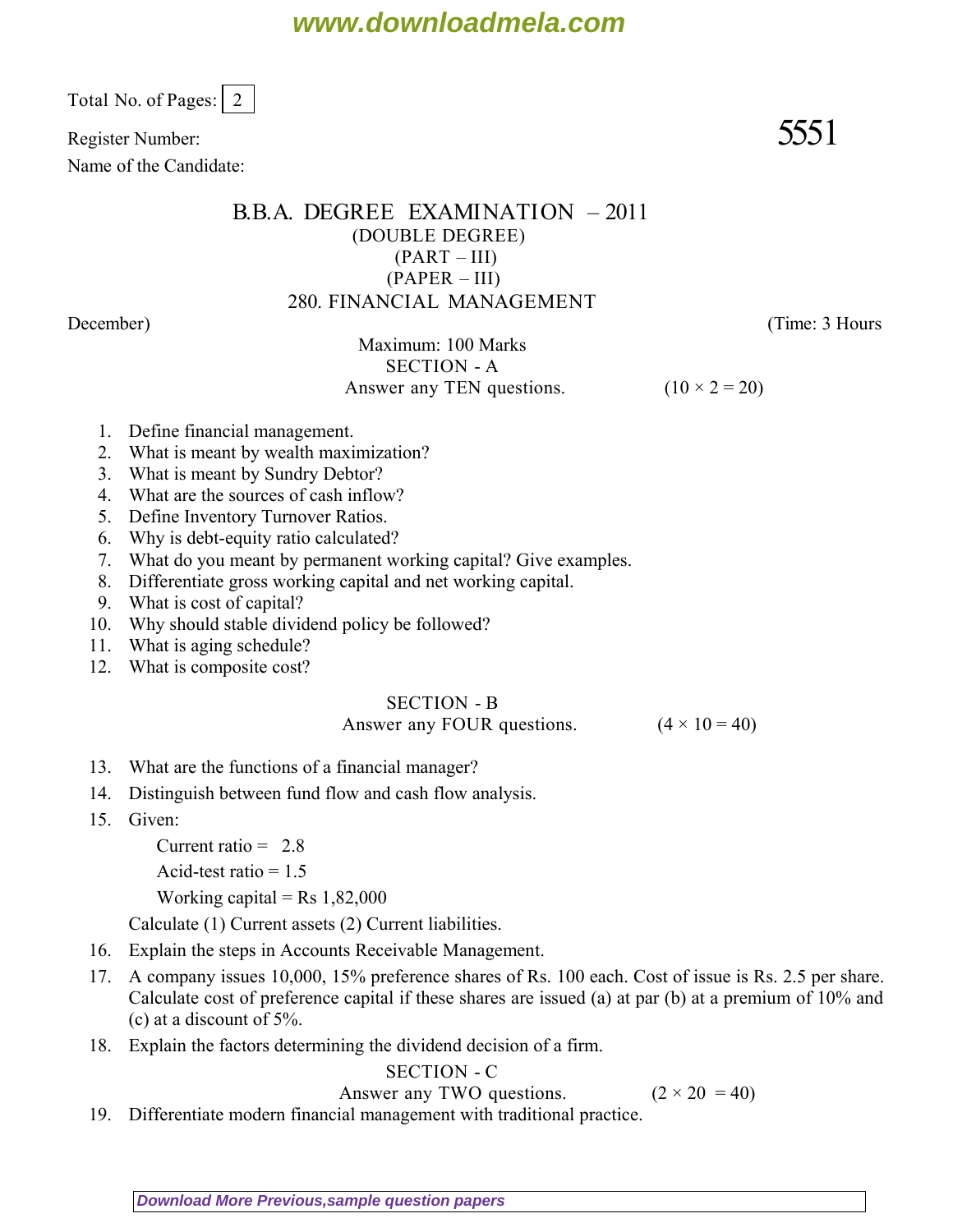Total No. of Pages: 2

Register Number: **5551**

Name of the Candidate:

# B.B.A. DEGREE EXAMINATION – 2011

(DOUBLE DEGREE)

(PART – III)

(PAPER – III)

## 280. FINANCIAL MANAGEMENT

December) (Time: 3 Hours

Maximum: 100 Marks

### SECTION - A

Answer any TEN questions. (10 × 2 = 20)

1. Define financial management.
2. What is meant by wealth maximization?
3. What is meant by Sundry Debtor?
4. What are the sources of cash inflow?
5. Define Inventory Turnover Ratios.
6. Why is debt-equity ratio calculated?
7. What do you meant by permanent working capital? Give examples.
8. Differentiate gross working capital and net working capital.
9. What is cost of capital?
10. Why should stable dividend policy be followed?
11. What is aging schedule?
12. What is composite cost?

### SECTION - B

Answer any FOUR questions. (4 × 10 = 40)

13. What are the functions of a financial manager?
14. Distinguish between fund flow and cash flow analysis.
15. Given:

    Current ratio = 2.8

    Acid-test ratio = 1.5

    Working capital = Rs 1,82,000

    Calculate (1) Current assets (2) Current liabilities.
16. Explain the steps in Accounts Receivable Management.
17. A company issues 10,000, 15% preference shares of Rs. 100 each. Cost of issue is Rs. 2.5 per share. Calculate cost of preference capital if these shares are issued (a) at par (b) at a premium of 10% and (c) at a discount of 5%.
18. Explain the factors determining the dividend decision of a firm.

### SECTION - C

Answer any TWO questions. (2 × 20 = 40)

19. Differentiate modern financial management with traditional practice.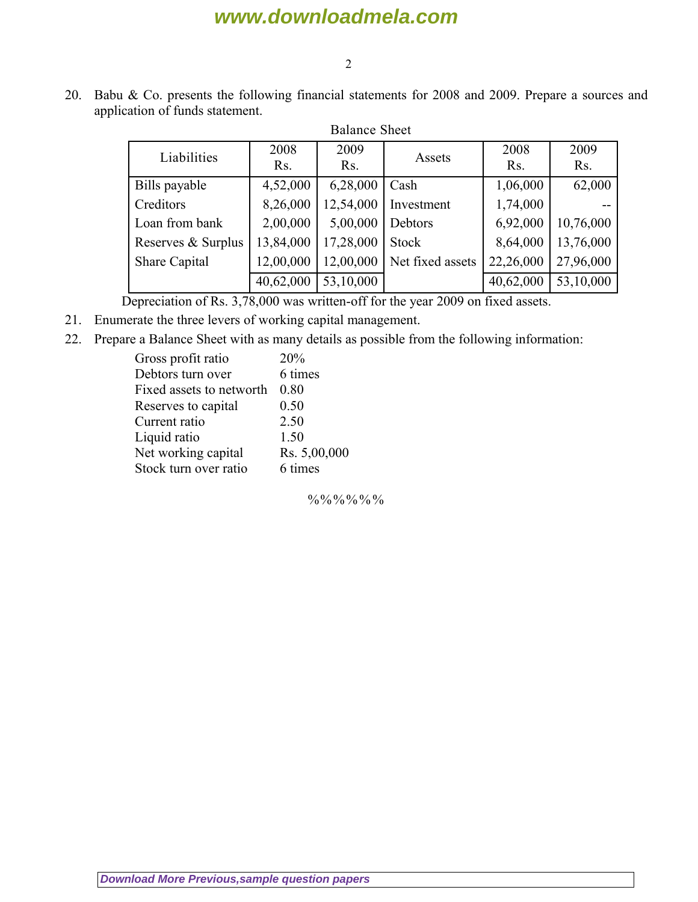20. Babu & Co. presents the following financial statements for 2008 and 2009. Prepare a sources and application of funds statement.

Balance Sheet

| Liabilities | 2008 Rs. | 2009 Rs. | Assets | 2008 Rs. | 2009 Rs. |
|---|---|---|---|---|---|
| Bills payable | 4,52,000 | 6,28,000 | Cash | 1,06,000 | 62,000 |
| Creditors | 8,26,000 | 12,54,000 | Investment | 1,74,000 | -- |
| Loan from bank | 2,00,000 | 5,00,000 | Debtors | 6,92,000 | 10,76,000 |
| Reserves & Surplus | 13,84,000 | 17,28,000 | Stock | 8,64,000 | 13,76,000 |
| Share Capital | 12,00,000 | 12,00,000 | Net fixed assets | 22,26,000 | 27,96,000 |
| | 40,62,000 | 53,10,000 | | 40,62,000 | 53,10,000 |

Depreciation of Rs. 3,78,000 was written-off for the year 2009 on fixed assets.

21. Enumerate the three levers of working capital management.

22. Prepare a Balance Sheet with as many details as possible from the following information:

| | |
|---|---|
| Gross profit ratio | 20% |
| Debtors turn over | 6 times |
| Fixed assets to networth | 0.80 |
| Reserves to capital | 0.50 |
| Current ratio | 2.50 |
| Liquid ratio | 1.50 |
| Net working capital | Rs. 5,00,000 |
| Stock turn over ratio | 6 times |

%%%%%%